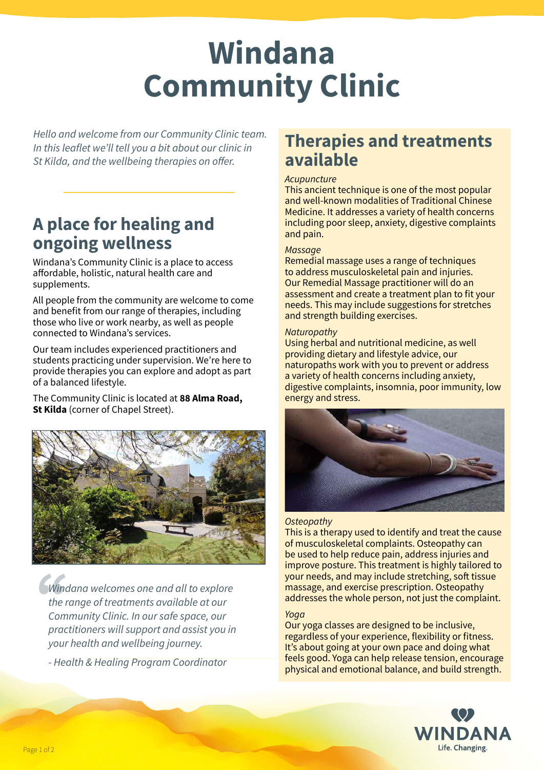# Windana Community Clinic

*Hello and welcome from our Community Clinic team. In this leaflet we'll tell you a bit about our clinic in St Kilda, and the wellbeing therapies on offer.*

## A place for healing and ongoing wellness

Windana's Community Clinic is a place to access affordable, holistic, natural health care and supplements.

All people from the community are welcome to come and benefit from our range of therapies, including those who live or work nearby, as well as people connected to Windana's services.

Our team includes experienced practitioners and students practicing under supervision. We're here to provide therapies you can explore and adopt as part of a balanced lifestyle.

The Community Clinic is located at **88 Alma Road, St Kilda** (corner of Chapel Street).

> *Windana welcomes one and all to explore the range of treatments available at our Community Clinic. In our safe space, our practitioners will support and assist you in your health and wellbeing journey.*
>
> *- Health & Healing Program Coordinator*

## Therapies and treatments available

*Acupuncture*
This ancient technique is one of the most popular and well-known modalities of Traditional Chinese Medicine. It addresses a variety of health concerns including poor sleep, anxiety, digestive complaints and pain.

*Massage*
Remedial massage uses a range of techniques to address musculoskeletal pain and injuries. Our Remedial Massage practitioner will do an assessment and create a treatment plan to fit your needs. This may include suggestions for stretches and strength building exercises.

*Naturopathy*
Using herbal and nutritional medicine, as well providing dietary and lifestyle advice, our naturopaths work with you to prevent or address a variety of health concerns including anxiety, digestive complaints, insomnia, poor immunity, low energy and stress.

*Osteopathy*
This is a therapy used to identify and treat the cause of musculoskeletal complaints. Osteopathy can be used to help reduce pain, address injuries and improve posture. This treatment is highly tailored to your needs, and may include stretching, soft tissue massage, and exercise prescription. Osteopathy addresses the whole person, not just the complaint.

*Yoga*
Our yoga classes are designed to be inclusive, regardless of your experience, flexibility or fitness. It's about going at your own pace and doing what feels good. Yoga can help release tension, encourage physical and emotional balance, and build strength.

WINDANA
Life. Changing.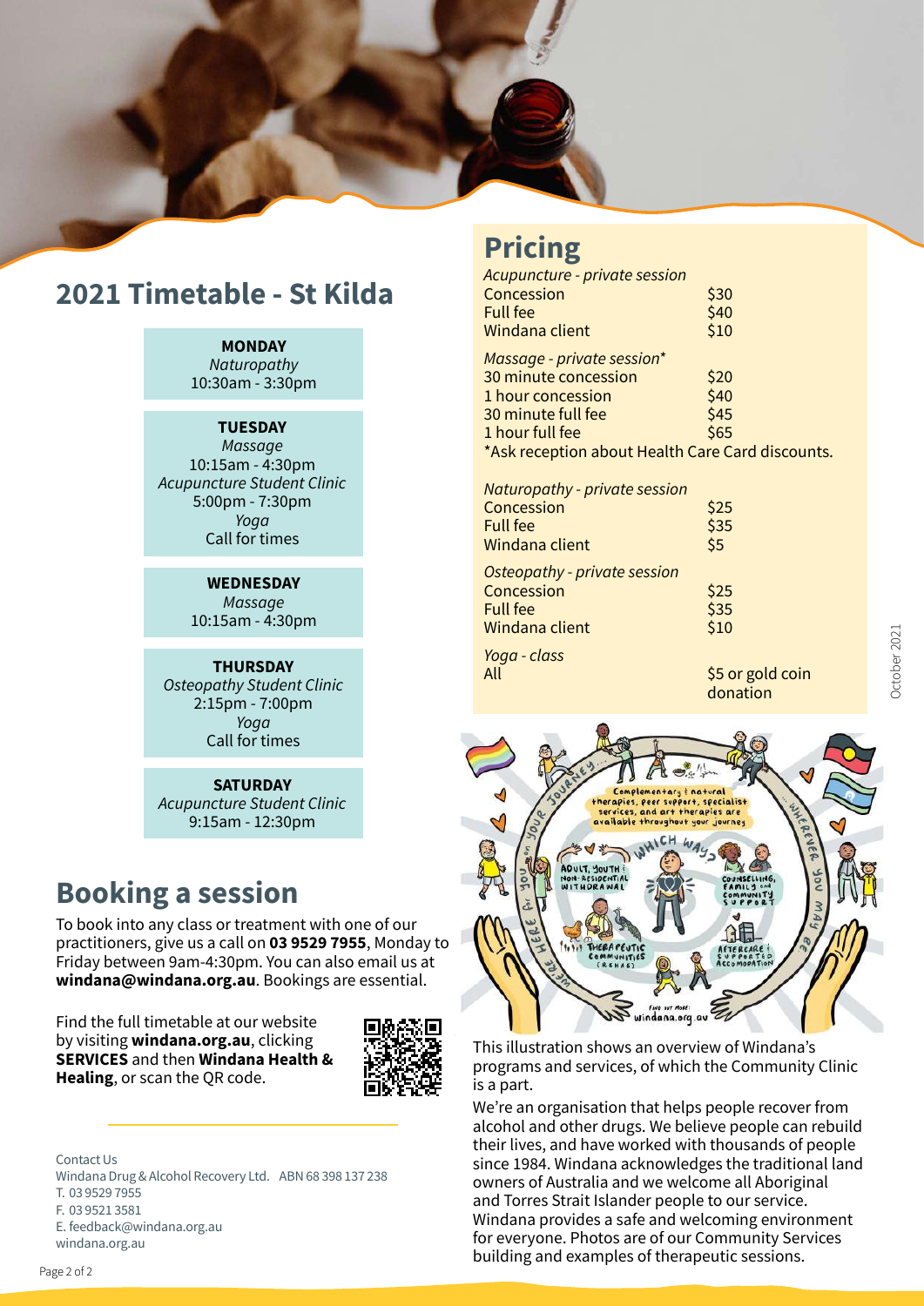## 2021 Timetable - St Kilda

**MONDAY**
*Naturopathy*
10:30am - 3:30pm

**TUESDAY**
*Massage*
10:15am - 4:30pm
*Acupuncture Student Clinic*
5:00pm - 7:30pm
*Yoga*
Call for times

**WEDNESDAY**
*Massage*
10:15am - 4:30pm

**THURSDAY**
*Osteopathy Student Clinic*
2:15pm - 7:00pm
*Yoga*
Call for times

**SATURDAY**
*Acupuncture Student Clinic*
9:15am - 12:30pm

## Booking a session

To book into any class or treatment with one of our practitioners, give us a call on **03 9529 7955**, Monday to Friday between 9am-4:30pm. You can also email us at **windana@windana.org.au**. Bookings are essential.

Find the full timetable at our website by visiting **windana.org.au**, clicking **SERVICES** and then **Windana Health & Healing**, or scan the QR code.

Contact Us
Windana Drug & Alcohol Recovery Ltd. ABN 68 398 137 238
T. 03 9529 7955
F. 03 9521 3581
E. feedback@windana.org.au
windana.org.au

## Pricing

| | |
|---|---|
| *Acupuncture - private session* | |
| Concession | $30 |
| Full fee | $40 |
| Windana client | $10 |
| *Massage - private session** | |
| 30 minute concession | $20 |
| 1 hour concession | $40 |
| 30 minute full fee | $45 |
| 1 hour full fee | $65 |
| *Naturopathy - private session* | |
| Concession | $25 |
| Full fee | $35 |
| Windana client | $5 |
| *Osteopathy - private session* | |
| Concession | $25 |
| Full fee | $35 |
| Windana client | $10 |
| *Yoga - class* | |
| All | $5 or gold coin donation |

*Ask reception about Health Care Card discounts.

This illustration shows an overview of Windana's programs and services, of which the Community Clinic is a part.

We're an organisation that helps people recover from alcohol and other drugs. We believe people can rebuild their lives, and have worked with thousands of people since 1984. Windana acknowledges the traditional land owners of Australia and we welcome all Aboriginal and Torres Strait Islander people to our service. Windana provides a safe and welcoming environment for everyone. Photos are of our Community Services building and examples of therapeutic sessions.

October 2021